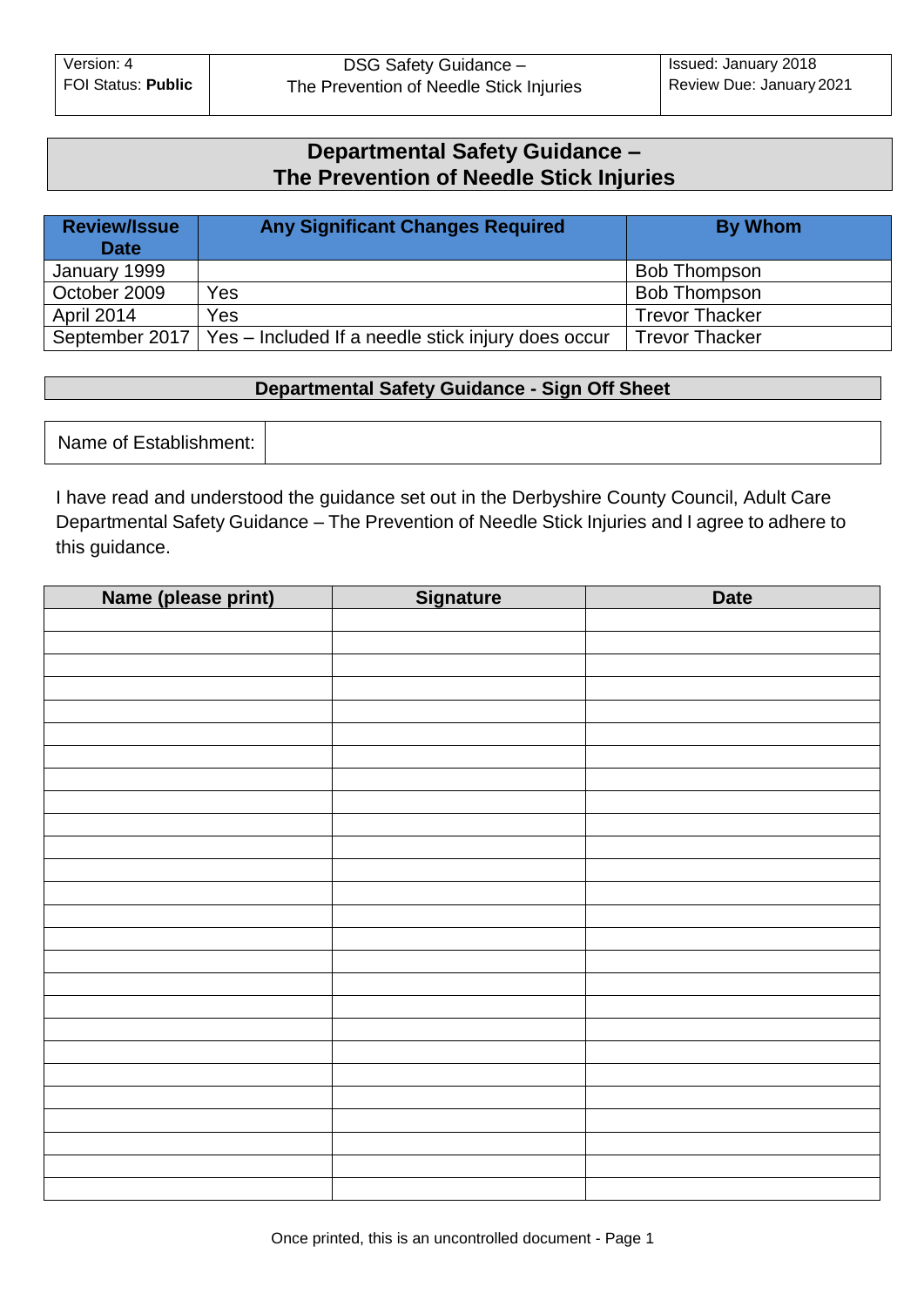| Version: 4<br>FOI Status: **Public** | DSG Safety Guidance –<br>The Prevention of Needle Stick Injuries | Issued: January 2018<br>Review Due: January 2021 |
|---|---|---|

# Departmental Safety Guidance – The Prevention of Needle Stick Injuries

| Review/Issue Date | Any Significant Changes Required | By Whom |
|---|---|---|
| January 1999 | | Bob Thompson |
| October 2009 | Yes | Bob Thompson |
| April 2014 | Yes | Trevor Thacker |
| September 2017 | Yes – Included If a needle stick injury does occur | Trevor Thacker |

## Departmental Safety Guidance - Sign Off Sheet

| Name of Establishment: | |
|---|---|

I have read and understood the guidance set out in the Derbyshire County Council, Adult Care Departmental Safety Guidance – The Prevention of Needle Stick Injuries and I agree to adhere to this guidance.

| Name (please print) | Signature | Date |
|---|---|---|
| | | |
| | | |
| | | |
| | | |
| | | |
| | | |
| | | |
| | | |
| | | |
| | | |
| | | |
| | | |
| | | |
| | | |
| | | |
| | | |
| | | |
| | | |
| | | |
| | | |
| | | |
| | | |
| | | |
| | | |
| | | |
| | | |
| | | |

Once printed, this is an uncontrolled document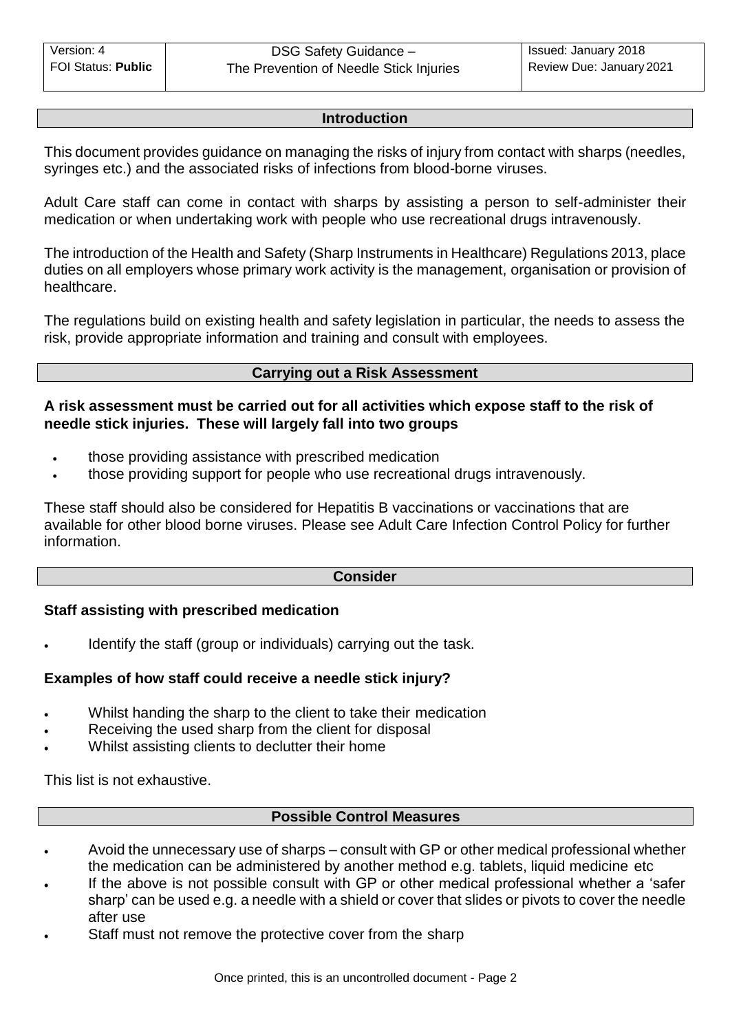## Introduction

This document provides guidance on managing the risks of injury from contact with sharps (needles, syringes etc.) and the associated risks of infections from blood-borne viruses.

Adult Care staff can come in contact with sharps by assisting a person to self-administer their medication or when undertaking work with people who use recreational drugs intravenously.

The introduction of the Health and Safety (Sharp Instruments in Healthcare) Regulations 2013, place duties on all employers whose primary work activity is the management, organisation or provision of healthcare.

The regulations build on existing health and safety legislation in particular, the needs to assess the risk, provide appropriate information and training and consult with employees.

## Carrying out a Risk Assessment

**A risk assessment must be carried out for all activities which expose staff to the risk of needle stick injuries. These will largely fall into two groups**

- those providing assistance with prescribed medication
- those providing support for people who use recreational drugs intravenously.

These staff should also be considered for Hepatitis B vaccinations or vaccinations that are available for other blood borne viruses. Please see Adult Care Infection Control Policy for further information.

## Consider

### Staff assisting with prescribed medication

- Identify the staff (group or individuals) carrying out the task.

### Examples of how staff could receive a needle stick injury?

- Whilst handing the sharp to the client to take their medication
- Receiving the used sharp from the client for disposal
- Whilst assisting clients to declutter their home

This list is not exhaustive.

## Possible Control Measures

- Avoid the unnecessary use of sharps – consult with GP or other medical professional whether the medication can be administered by another method e.g. tablets, liquid medicine etc
- If the above is not possible consult with GP or other medical professional whether a 'safer sharp' can be used e.g. a needle with a shield or cover that slides or pivots to cover the needle after use
- Staff must not remove the protective cover from the sharp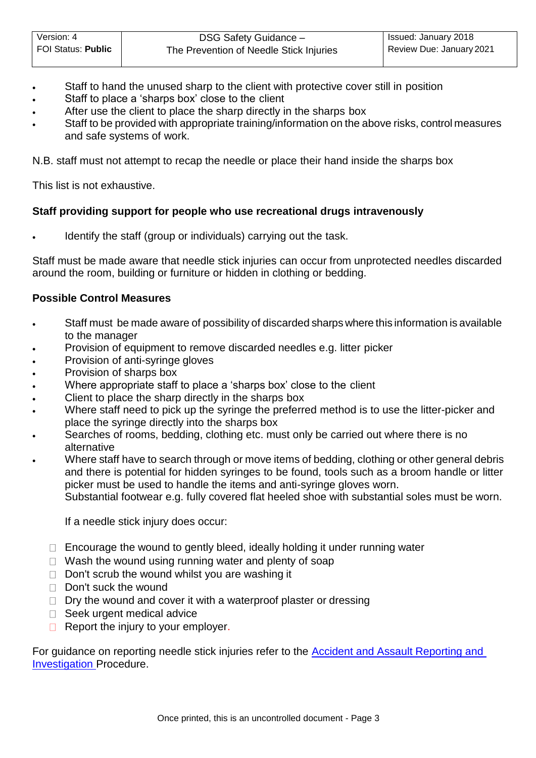- Staff to hand the unused sharp to the client with protective cover still in position
- Staff to place a 'sharps box' close to the client
- After use the client to place the sharp directly in the sharps box
- Staff to be provided with appropriate training/information on the above risks, control measures and safe systems of work.

N.B. staff must not attempt to recap the needle or place their hand inside the sharps box

This list is not exhaustive.

**Staff providing support for people who use recreational drugs intravenously**

- Identify the staff (group or individuals) carrying out the task.

Staff must be made aware that needle stick injuries can occur from unprotected needles discarded around the room, building or furniture or hidden in clothing or bedding.

**Possible Control Measures**

- Staff must be made aware of possibility of discarded sharps where this information is available to the manager
- Provision of equipment to remove discarded needles e.g. litter picker
- Provision of anti-syringe gloves
- Provision of sharps box
- Where appropriate staff to place a 'sharps box' close to the client
- Client to place the sharp directly in the sharps box
- Where staff need to pick up the syringe the preferred method is to use the litter-picker and place the syringe directly into the sharps box
- Searches of rooms, bedding, clothing etc. must only be carried out where there is no alternative
- Where staff have to search through or move items of bedding, clothing or other general debris and there is potential for hidden syringes to be found, tools such as a broom handle or litter picker must be used to handle the items and anti-syringe gloves worn.
  Substantial footwear e.g. fully covered flat heeled shoe with substantial soles must be worn.

  If a needle stick injury does occur:

- Encourage the wound to gently bleed, ideally holding it under running water
- Wash the wound using running water and plenty of soap
- Don't scrub the wound whilst you are washing it
- Don't suck the wound
- Dry the wound and cover it with a waterproof plaster or dressing
- Seek urgent medical advice
- Report the injury to your employer.

For guidance on reporting needle stick injuries refer to the [Accident and Assault Reporting and Investigation](#) Procedure.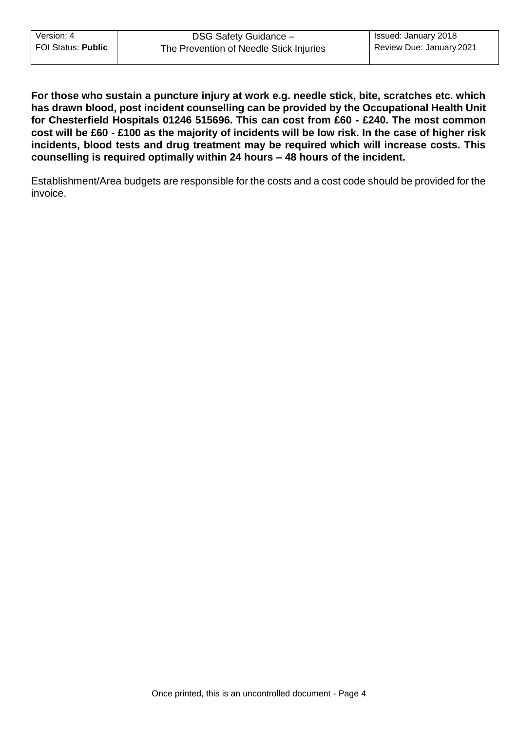**For those who sustain a puncture injury at work e.g. needle stick, bite, scratches etc. which has drawn blood, post incident counselling can be provided by the Occupational Health Unit for Chesterfield Hospitals 01246 515696. This can cost from £60 - £240. The most common cost will be £60 - £100 as the majority of incidents will be low risk. In the case of higher risk incidents, blood tests and drug treatment may be required which will increase costs. This counselling is required optimally within 24 hours – 48 hours of the incident.**

Establishment/Area budgets are responsible for the costs and a cost code should be provided for the invoice.